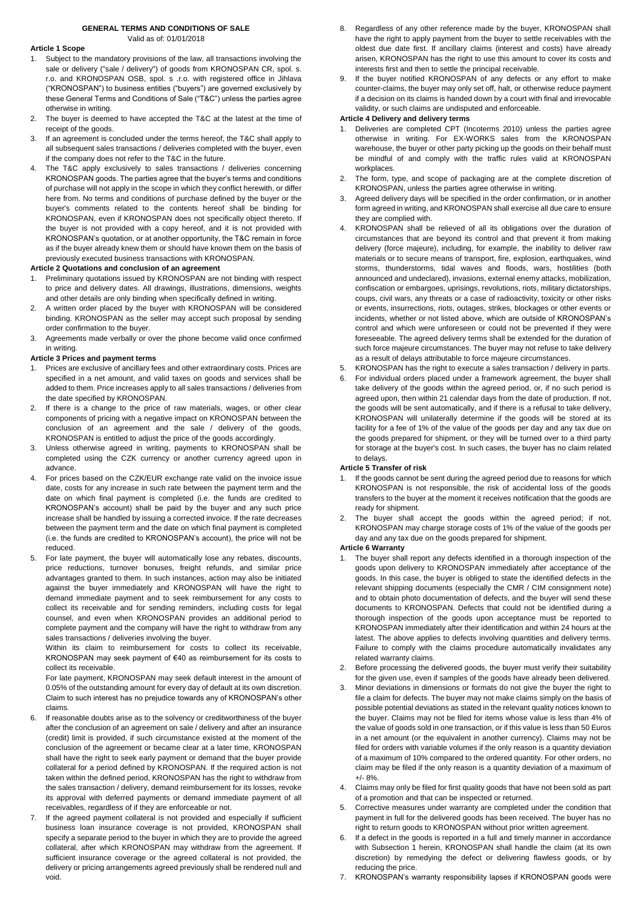# GENERAL TERMS AND CONDITIONS OF SALE

Valid as of: 01/01/2018

## Article 1 Scope

1. Subject to the mandatory provisions of the law, all transactions involving the sale or delivery ("sale / delivery") of goods from KRONOSPAN CR, spol. s. r.o. and KRONOSPAN OSB, spol. s .r.o. with registered office in Jihlava ("KRONOSPAN") to business entities ("buyers") are governed exclusively by these General Terms and Conditions of Sale ("T&C") unless the parties agree otherwise in writing.
2. The buyer is deemed to have accepted the T&C at the latest at the time of receipt of the goods.
3. If an agreement is concluded under the terms hereof, the T&C shall apply to all subsequent sales transactions / deliveries completed with the buyer, even if the company does not refer to the T&C in the future.
4. The T&C apply exclusively to sales transactions / deliveries concerning KRONOSPAN goods. The parties agree that the buyer's terms and conditions of purchase will not apply in the scope in which they conflict herewith, or differ here from. No terms and conditions of purchase defined by the buyer or the buyer's comments related to the contents hereof shall be binding for KRONOSPAN, even if KRONOSPAN does not specifically object thereto. If the buyer is not provided with a copy hereof, and it is not provided with KRONOSPAN's quotation, or at another opportunity, the T&C remain in force as if the buyer already knew them or should have known them on the basis of previously executed business transactions with KRONOSPAN.

## Article 2 Quotations and conclusion of an agreement

1. Preliminary quotations issued by KRONOSPAN are not binding with respect to price and delivery dates. All drawings, illustrations, dimensions, weights and other details are only binding when specifically defined in writing.
2. A written order placed by the buyer with KRONOSPAN will be considered binding. KRONOSPAN as the seller may accept such proposal by sending order confirmation to the buyer.
3. Agreements made verbally or over the phone become valid once confirmed in writing.

## Article 3 Prices and payment terms

1. Prices are exclusive of ancillary fees and other extraordinary costs. Prices are specified in a net amount, and valid taxes on goods and services shall be added to them. Price increases apply to all sales transactions / deliveries from the date specified by KRONOSPAN.
2. If there is a change to the price of raw materials, wages, or other clear components of pricing with a negative impact on KRONOSPAN between the conclusion of an agreement and the sale / delivery of the goods, KRONOSPAN is entitled to adjust the price of the goods accordingly.
3. Unless otherwise agreed in writing, payments to KRONOSPAN shall be completed using the CZK currency or another currency agreed upon in advance.
4. For prices based on the CZK/EUR exchange rate valid on the invoice issue date, costs for any increase in such rate between the payment term and the date on which final payment is completed (i.e. the funds are credited to KRONOSPAN's account) shall be paid by the buyer and any such price increase shall be handled by issuing a corrected invoice. If the rate decreases between the payment term and the date on which final payment is completed (i.e. the funds are credited to KRONOSPAN's account), the price will not be reduced.
5. For late payment, the buyer will automatically lose any rebates, discounts, price reductions, turnover bonuses, freight refunds, and similar price advantages granted to them. In such instances, action may also be initiated against the buyer immediately and KRONOSPAN will have the right to demand immediate payment and to seek reimbursement for any costs to collect its receivable and for sending reminders, including costs for legal counsel, and even when KRONOSPAN provides an additional period to complete payment and the company will have the right to withdraw from any sales transactions / deliveries involving the buyer.

   Within its claim to reimbursement for costs to collect its receivable, KRONOSPAN may seek payment of €40 as reimbursement for its costs to collect its receivable.

   For late payment, KRONOSPAN may seek default interest in the amount of 0.05% of the outstanding amount for every day of default at its own discretion. Claim to such interest has no prejudice towards any of KRONOSPAN's other claims.
6. If reasonable doubts arise as to the solvency or creditworthiness of the buyer after the conclusion of an agreement on sale / delivery and after an insurance (credit) limit is provided, if such circumstance existed at the moment of the conclusion of the agreement or became clear at a later time, KRONOSPAN shall have the right to seek early payment or demand that the buyer provide collateral for a period defined by KRONOSPAN. If the required action is not taken within the defined period, KRONOSPAN has the right to withdraw from the sales transaction / delivery, demand reimbursement for its losses, revoke its approval with deferred payments or demand immediate payment of all receivables, regardless of if they are enforceable or not.
7. If the agreed payment collateral is not provided and especially if sufficient business loan insurance coverage is not provided, KRONOSPAN shall specify a separate period to the buyer in which they are to provide the agreed collateral, after which KRONOSPAN may withdraw from the agreement. If sufficient insurance coverage or the agreed collateral is not provided, the delivery or pricing arrangements agreed previously shall be rendered null and void.
8. Regardless of any other reference made by the buyer, KRONOSPAN shall have the right to apply payment from the buyer to settle receivables with the oldest due date first. If ancillary claims (interest and costs) have already arisen, KRONOSPAN has the right to use this amount to cover its costs and interests first and then to settle the principal receivable.
9. If the buyer notified KRONOSPAN of any defects or any effort to make counter-claims, the buyer may only set off, halt, or otherwise reduce payment if a decision on its claims is handed down by a court with final and irrevocable validity, or such claims are undisputed and enforceable.

## Article 4 Delivery and delivery terms

1. Deliveries are completed CPT (Incoterms 2010) unless the parties agree otherwise in writing. For EX-WORKS sales from the KRONOSPAN warehouse, the buyer or other party picking up the goods on their behalf must be mindful of and comply with the traffic rules valid at KRONOSPAN workplaces.
2. The form, type, and scope of packaging are at the complete discretion of KRONOSPAN, unless the parties agree otherwise in writing.
3. Agreed delivery days will be specified in the order confirmation, or in another form agreed in writing, and KRONOSPAN shall exercise all due care to ensure they are complied with.
4. KRONOSPAN shall be relieved of all its obligations over the duration of circumstances that are beyond its control and that prevent it from making delivery (force majeure), including, for example, the inability to deliver raw materials or to secure means of transport, fire, explosion, earthquakes, wind storms, thunderstorms, tidal waves and floods, wars, hostilities (both announced and undeclared), invasions, external enemy attacks, mobilization, confiscation or embargoes, uprisings, revolutions, riots, military dictatorships, coups, civil wars, any threats or a case of radioactivity, toxicity or other risks or events, insurrections, riots, outages, strikes, blockages or other events or incidents, whether or not listed above, which are outside of KRONOSPAN's control and which were unforeseen or could not be prevented if they were foreseeable. The agreed delivery terms shall be extended for the duration of such force majeure circumstances. The buyer may not refuse to take delivery as a result of delays attributable to force majeure circumstances.
5. KRONOSPAN has the right to execute a sales transaction / delivery in parts.
6. For individual orders placed under a framework agreement, the buyer shall take delivery of the goods within the agreed period, or, if no such period is agreed upon, then within 21 calendar days from the date of production. If not, the goods will be sent automatically, and if there is a refusal to take delivery, KRONOSPAN will unilaterally determine if the goods will be stored at its facility for a fee of 1% of the value of the goods per day and any tax due on the goods prepared for shipment, or they will be turned over to a third party for storage at the buyer's cost. In such cases, the buyer has no claim related to delays.

## Article 5 Transfer of risk

1. If the goods cannot be sent during the agreed period due to reasons for which KRONOSPAN is not responsible, the risk of accidental loss of the goods transfers to the buyer at the moment it receives notification that the goods are ready for shipment.
2. The buyer shall accept the goods within the agreed period; if not, KRONOSPAN may charge storage costs of 1% of the value of the goods per day and any tax due on the goods prepared for shipment.

## Article 6 Warranty

1. The buyer shall report any defects identified in a thorough inspection of the goods upon delivery to KRONOSPAN immediately after acceptance of the goods. In this case, the buyer is obliged to state the identified defects in the relevant shipping documents (especially the CMR / CIM consignment note) and to obtain photo documentation of defects, and the buyer will send these documents to KRONOSPAN. Defects that could not be identified during a thorough inspection of the goods upon acceptance must be reported to KRONOSPAN immediately after their identification and within 24 hours at the latest. The above applies to defects involving quantities and delivery terms. Failure to comply with the claims procedure automatically invalidates any related warranty claims.
2. Before processing the delivered goods, the buyer must verify their suitability for the given use, even if samples of the goods have already been delivered.
3. Minor deviations in dimensions or formats do not give the buyer the right to file a claim for defects. The buyer may not make claims simply on the basis of possible potential deviations as stated in the relevant quality notices known to the buyer. Claims may not be filed for items whose value is less than 4% of the value of goods sold in one transaction, or if this value is less than 50 Euros in a net amount (or the equivalent in another currency). Claims may not be filed for orders with variable volumes if the only reason is a quantity deviation of a maximum of 10% compared to the ordered quantity. For other orders, no claim may be filed if the only reason is a quantity deviation of a maximum of +/- 8%.
4. Claims may only be filed for first quality goods that have not been sold as part of a promotion and that can be inspected or returned.
5. Corrective measures under warranty are completed under the condition that payment in full for the delivered goods has been received. The buyer has no right to return goods to KRONOSPAN without prior written agreement.
6. If a defect in the goods is reported in a full and timely manner in accordance with Subsection 1 herein, KRONOSPAN shall handle the claim (at its own discretion) by remedying the defect or delivering flawless goods, or by reducing the price.
7. KRONOSPAN's warranty responsibility lapses if KRONOSPAN goods were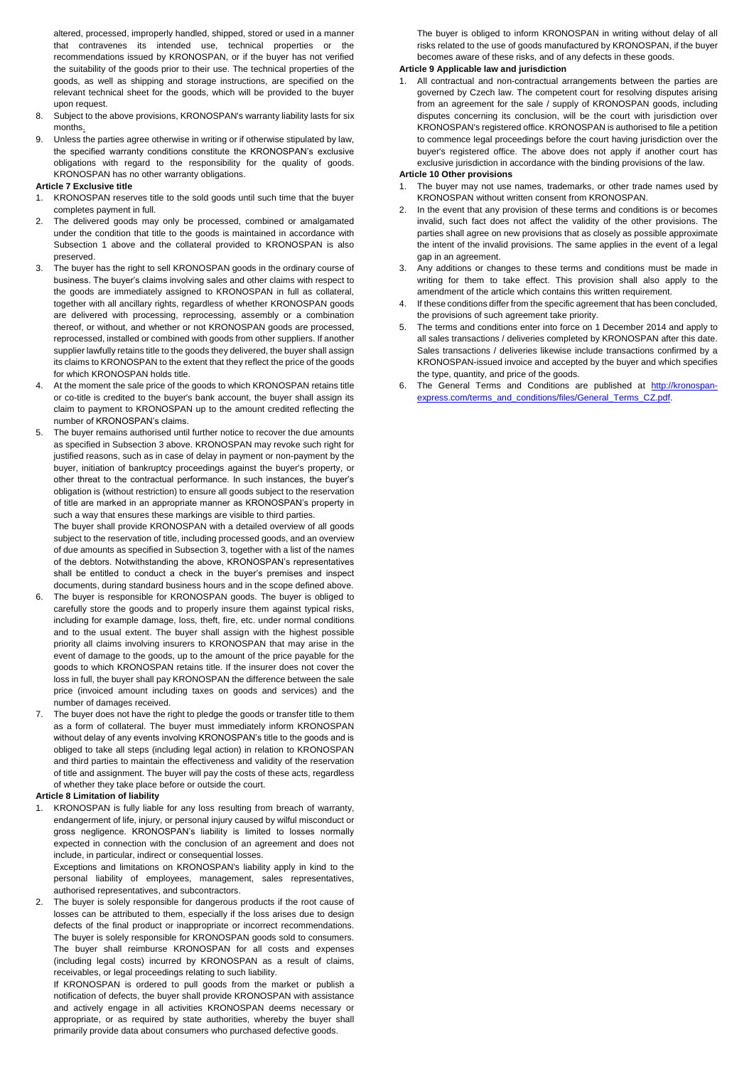altered, processed, improperly handled, shipped, stored or used in a manner that contravenes its intended use, technical properties or the recommendations issued by KRONOSPAN, or if the buyer has not verified the suitability of the goods prior to their use. The technical properties of the goods, as well as shipping and storage instructions, are specified on the relevant technical sheet for the goods, which will be provided to the buyer upon request.

8. Subject to the above provisions, KRONOSPAN's warranty liability lasts for six months.
9. Unless the parties agree otherwise in writing or if otherwise stipulated by law, the specified warranty conditions constitute the KRONOSPAN's exclusive obligations with regard to the responsibility for the quality of goods. KRONOSPAN has no other warranty obligations.

**Article 7 Exclusive title**

1. KRONOSPAN reserves title to the sold goods until such time that the buyer completes payment in full.
2. The delivered goods may only be processed, combined or amalgamated under the condition that title to the goods is maintained in accordance with Subsection 1 above and the collateral provided to KRONOSPAN is also preserved.
3. The buyer has the right to sell KRONOSPAN goods in the ordinary course of business. The buyer's claims involving sales and other claims with respect to the goods are immediately assigned to KRONOSPAN in full as collateral, together with all ancillary rights, regardless of whether KRONOSPAN goods are delivered with processing, reprocessing, assembly or a combination thereof, or without, and whether or not KRONOSPAN goods are processed, reprocessed, installed or combined with goods from other suppliers. If another supplier lawfully retains title to the goods they delivered, the buyer shall assign its claims to KRONOSPAN to the extent that they reflect the price of the goods for which KRONOSPAN holds title.
4. At the moment the sale price of the goods to which KRONOSPAN retains title or co-title is credited to the buyer's bank account, the buyer shall assign its claim to payment to KRONOSPAN up to the amount credited reflecting the number of KRONOSPAN's claims.
5. The buyer remains authorised until further notice to recover the due amounts as specified in Subsection 3 above. KRONOSPAN may revoke such right for justified reasons, such as in case of delay in payment or non-payment by the buyer, initiation of bankruptcy proceedings against the buyer's property, or other threat to the contractual performance. In such instances, the buyer's obligation is (without restriction) to ensure all goods subject to the reservation of title are marked in an appropriate manner as KRONOSPAN's property in such a way that ensures these markings are visible to third parties.

   The buyer shall provide KRONOSPAN with a detailed overview of all goods subject to the reservation of title, including processed goods, and an overview of due amounts as specified in Subsection 3, together with a list of the names of the debtors. Notwithstanding the above, KRONOSPAN's representatives shall be entitled to conduct a check in the buyer's premises and inspect documents, during standard business hours and in the scope defined above.
6. The buyer is responsible for KRONOSPAN goods. The buyer is obliged to carefully store the goods and to properly insure them against typical risks, including for example damage, loss, theft, fire, etc. under normal conditions and to the usual extent. The buyer shall assign with the highest possible priority all claims involving insurers to KRONOSPAN that may arise in the event of damage to the goods, up to the amount of the price payable for the goods to which KRONOSPAN retains title. If the insurer does not cover the loss in full, the buyer shall pay KRONOSPAN the difference between the sale price (invoiced amount including taxes on goods and services) and the number of damages received.
7. The buyer does not have the right to pledge the goods or transfer title to them as a form of collateral. The buyer must immediately inform KRONOSPAN without delay of any events involving KRONOSPAN's title to the goods and is obliged to take all steps (including legal action) in relation to KRONOSPAN and third parties to maintain the effectiveness and validity of the reservation of title and assignment. The buyer will pay the costs of these acts, regardless of whether they take place before or outside the court.

**Article 8 Limitation of liability**

1. KRONOSPAN is fully liable for any loss resulting from breach of warranty, endangerment of life, injury, or personal injury caused by wilful misconduct or gross negligence. KRONOSPAN's liability is limited to losses normally expected in connection with the conclusion of an agreement and does not include, in particular, indirect or consequential losses.

   Exceptions and limitations on KRONOSPAN's liability apply in kind to the personal liability of employees, management, sales representatives, authorised representatives, and subcontractors.
2. The buyer is solely responsible for dangerous products if the root cause of losses can be attributed to them, especially if the loss arises due to design defects of the final product or inappropriate or incorrect recommendations. The buyer is solely responsible for KRONOSPAN goods sold to consumers. The buyer shall reimburse KRONOSPAN for all costs and expenses (including legal costs) incurred by KRONOSPAN as a result of claims, receivables, or legal proceedings relating to such liability.

   If KRONOSPAN is ordered to pull goods from the market or publish a notification of defects, the buyer shall provide KRONOSPAN with assistance and actively engage in all activities KRONOSPAN deems necessary or appropriate, or as required by state authorities, whereby the buyer shall primarily provide data about consumers who purchased defective goods.

   The buyer is obliged to inform KRONOSPAN in writing without delay of all risks related to the use of goods manufactured by KRONOSPAN, if the buyer becomes aware of these risks, and of any defects in these goods.

**Article 9 Applicable law and jurisdiction**

1. All contractual and non-contractual arrangements between the parties are governed by Czech law. The competent court for resolving disputes arising from an agreement for the sale / supply of KRONOSPAN goods, including disputes concerning its conclusion, will be the court with jurisdiction over KRONOSPAN's registered office. KRONOSPAN is authorised to file a petition to commence legal proceedings before the court having jurisdiction over the buyer's registered office. The above does not apply if another court has exclusive jurisdiction in accordance with the binding provisions of the law.

**Article 10 Other provisions**

1. The buyer may not use names, trademarks, or other trade names used by KRONOSPAN without written consent from KRONOSPAN.
2. In the event that any provision of these terms and conditions is or becomes invalid, such fact does not affect the validity of the other provisions. The parties shall agree on new provisions that as closely as possible approximate the intent of the invalid provisions. The same applies in the event of a legal gap in an agreement.
3. Any additions or changes to these terms and conditions must be made in writing for them to take effect. This provision shall also apply to the amendment of the article which contains this written requirement.
4. If these conditions differ from the specific agreement that has been concluded, the provisions of such agreement take priority.
5. The terms and conditions enter into force on 1 December 2014 and apply to all sales transactions / deliveries completed by KRONOSPAN after this date. Sales transactions / deliveries likewise include transactions confirmed by a KRONOSPAN-issued invoice and accepted by the buyer and which specifies the type, quantity, and price of the goods.
6. The General Terms and Conditions are published at [http://kronospan-express.com/terms_and_conditions/files/General_Terms_CZ.pdf](http://kronospan-express.com/terms_and_conditions/files/General_Terms_CZ.pdf).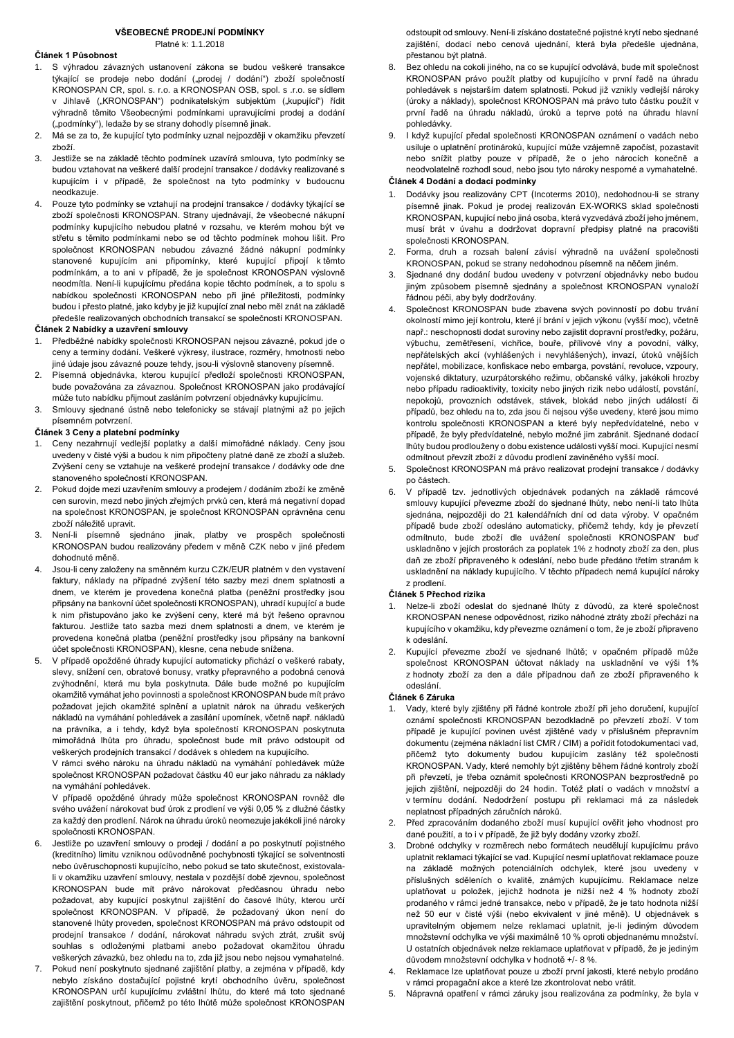# VŠEOBECNÉ PRODEJNÍ PODMÍNKY

Platné k: 1.1.2018

**Článek 1 Působnost**

1. S výhradou závazných ustanovení zákona se budou veškeré transakce týkající se prodeje nebo dodání („prodej / dodání") zboží společností KRONOSPAN CR, spol. s. r.o. a KRONOSPAN OSB, spol. s .r.o. se sídlem v Jihlavě („KRONOSPAN") podnikatelským subjektům („kupující") řídit výhradně těmito Všeobecnými podmínkami upravujícími prodej a dodání („podmínky"), ledaže by se strany dohodly písemně jinak.
2. Má se za to, že kupující tyto podmínky uznal nejpozději v okamžiku převzetí zboží.
3. Jestliže se na základě těchto podmínek uzavírá smlouva, tyto podmínky se budou vztahovat na veškeré další prodejní transakce / dodávky realizované s kupujícím i v případě, že společnost na tyto podmínky v budoucnu neodkazuje.
4. Pouze tyto podmínky se vztahují na prodejní transakce / dodávky týkající se zboží společnosti KRONOSPAN. Strany ujednávají, že všeobecné nákupní podmínky kupujícího nebudou platné v rozsahu, ve kterém mohou být ve střetu s těmito podmínkami nebo se od těchto podmínek mohou lišit. Pro společnost KRONOSPAN nebudou závazné žádné nákupní podmínky stanovené kupujícím ani připomínky, které kupující připojí k těmto podmínkám, a to ani v případě, že je společnost KRONOSPAN výslovně neodmítla. Není-li kupujícímu předána kopie těchto podmínek, a to spolu s nabídkou společnosti KRONOSPAN nebo při jiné příležitosti, podmínky budou i přesto platné, jako kdyby je již kupující znal nebo měl znát na základě předešle realizovaných obchodních transakcí se společností KRONOSPAN.

**Článek 2 Nabídky a uzavření smlouvy**

1. Předběžné nabídky společnosti KRONOSPAN nejsou závazné, pokud jde o ceny a termíny dodání. Veškeré výkresy, ilustrace, rozměry, hmotnosti nebo jiné údaje jsou závazné pouze tehdy, jsou-li výslovně stanoveny písemně.
2. Písemná objednávka, kterou kupující předloží společnosti KRONOSPAN, bude považována za závaznou. Společnost KRONOSPAN jako prodávající může tuto nabídku přijmout zasláním potvrzení objednávky kupujícímu.
3. Smlouvy sjednané ústně nebo telefonicky se stávají platnými až po jejich písemném potvrzení.

**Článek 3 Ceny a platební podmínky**

1. Ceny nezahrnují vedlejší poplatky a další mimořádné náklady. Ceny jsou uvedeny v čisté výši a budou k nim připočteny platné daně ze zboží a služeb. Zvýšení ceny se vztahuje na veškeré prodejní transakce / dodávky ode dne stanoveného společností KRONOSPAN.
2. Pokud dojde mezi uzavřením smlouvy a prodejem / dodáním zboží ke změně cen surovin, mezd nebo jiných zřejmých prvků cen, která má negativní dopad na společnost KRONOSPAN, je společnost KRONOSPAN oprávněna cenu zboží náležitě upravit.
3. Není-li písemně sjednáno jinak, platby ve prospěch společnosti KRONOSPAN budou realizovány předem v měně CZK nebo v jiné předem dohodnuté měně.
4. Jsou-li ceny založeny na směnném kurzu CZK/EUR platném v den vystavení faktury, náklady na případné zvýšení této sazby mezi dnem splatnosti a dnem, ve kterém je provedena konečná platba (peněžní prostředky jsou připsány na bankovní účet společnosti KRONOSPAN), uhradí kupující a bude k nim přistupováno jako ke zvýšení ceny, které má být řešeno opravnou fakturou. Jestliže tato sazba mezi dnem splatnosti a dnem, ve kterém je provedena konečná platba (peněžní prostředky jsou připsány na bankovní účet společnosti KRONOSPAN), klesne, cena nebude snížena.
5. V případě opožděné úhrady kupující automaticky přichází o veškeré rabaty, slevy, snížení cen, obratové bonusy, vratky přepravného a podobná cenová zvýhodnění, která mu byla poskytnuta. Dále bude možné po kupujícím okamžitě vymáhat jeho povinnosti a společnost KRONOSPAN bude mít právo požadovat jejich okamžité splnění a uplatnit nárok na úhradu veškerých nákladů na vymáhání pohledávek a zasílání upomínek, včetně např. nákladů na právníka, a i tehdy, když byla společností KRONOSPAN poskytnuta mimořádná lhůta pro úhradu, společnost bude mít právo odstoupit od veškerých prodejních transakcí / dodávek s ohledem na kupujícího.

   V rámci svého nároku na úhradu nákladů na vymáhání pohledávek může společnost KRONOSPAN požadovat částku 40 eur jako náhradu za náklady na vymáhání pohledávek.

   V případě opožděné úhrady může společnost KRONOSPAN rovněž dle svého uvážení nárokovat buď úrok z prodlení ve výši 0,05 % z dlužné částky za každý den prodlení. Nárok na úhradu úroků neomezuje jakékoli jiné nároky společnosti KRONOSPAN.
6. Jestliže po uzavření smlouvy o prodeji / dodání a po poskytnutí pojistného (kreditního) limitu vzniknou odůvodněné pochybnosti týkající se solventnosti nebo úvěruschopnosti kupujícího, nebo pokud se tato skutečnost, existovala-li v okamžiku uzavření smlouvy, nestala v pozdější době zjevnou, společnost KRONOSPAN bude mít právo nárokovat předčasnou úhradu nebo požadovat, aby kupující poskytnul zajištění do časové lhůty, kterou určí společnost KRONOSPAN. V případě, že požadovaný úkon není do stanovené lhůty proveden, společnost KRONOSPAN má právo odstoupit od prodejní transakce / dodání, nárokovat náhradu svých ztrát, zrušit svůj souhlas s odloženými platbami anebo požadovat okamžitou úhradu veškerých závazků, bez ohledu na to, zda již jsou nebo nejsou vymahatelné.
7. Pokud není poskytnuto sjednané zajištění platby, a zejména v případě, kdy nebylo získáno dostatečné pojistné krytí obchodního úvěru, společnost KRONOSPAN určí kupujícímu zvláštní lhůtu, do které má toto sjednané zajištění poskytnout, přičemž po této lhůtě může společnost KRONOSPAN odstoupit od smlouvy. Není-li získáno dostatečné pojistné krytí nebo sjednané zajištění, dodací nebo cenová ujednání, která byla předešle ujednána, přestanou být platná.
8. Bez ohledu na cokoli jiného, na co se kupující odvolává, bude mít společnost KRONOSPAN právo použít platby od kupujícího v první řadě na úhradu pohledávek s nejstarším datem splatnosti. Pokud již vznikly vedlejší nároky (úroky a náklady), společnost KRONOSPAN má právo tuto částku použít v první řadě na úhradu nákladů, úroků a teprve poté na úhradu hlavní pohledávky.
9. I když kupující předal společnosti KRONOSPAN oznámení o vadách nebo usiluje o uplatnění protinároků, kupující může vzájemně započíst, pozastavit nebo snížit platby pouze v případě, že o jeho nárocích konečně a neodvolatelně rozhodl soud, nebo jsou tyto nároky nesporné a vymahatelné.

**Článek 4 Dodání a dodací podmínky**

1. Dodávky jsou realizovány CPT (Incoterms 2010), nedohodnou-li se strany písemně jinak. Pokud je prodej realizován EX-WORKS sklad společnosti KRONOSPAN, kupující nebo jiná osoba, která vyzvedává zboží jeho jménem, musí brát v úvahu a dodržovat dopravní předpisy platné na pracovišti společnosti KRONOSPAN.
2. Forma, druh a rozsah balení závisí výhradně na uvážení společnosti KRONOSPAN, pokud se strany nedohodnou písemně na něčem jiném.
3. Sjednané dny dodání budou uvedeny v potvrzení objednávky nebo budou jiným způsobem písemně sjednány a společnost KRONOSPAN vynaloží řádnou péči, aby byly dodržovány.
4. Společnost KRONOSPAN bude zbavena svých povinností po dobu trvání okolností mimo její kontrolu, které jí brání v jejich výkonu (vyšší moc), včetně např.: neschopnosti dodat suroviny nebo zajistit dopravní prostředky, požáru, výbuchu, zemětřesení, vichřice, bouře, přílivové vlny a povodní, války, nepřátelských akcí (vyhlášených i nevyhlášených), invazí, útoků vnějších nepřátel, mobilizace, konfiskace nebo embarga, povstání, revoluce, vzpoury, vojenské diktatury, uzurpátorského režimu, občanské války, jakékoli hrozby nebo případu radioaktivity, toxicity nebo jiných rizik nebo událostí, povstání, nepokojů, provozních odstávek, stávek, blokád nebo jiných událostí či případů, bez ohledu na to, zda jsou či nejsou výše uvedeny, které jsou mimo kontrolu společnosti KRONOSPAN a které byly nepředvídatelné, nebo v případě, že byly předvídatelné, nebylo možné jim zabránit. Sjednané dodací lhůty budou prodlouženy o dobu existence události vyšší moci. Kupující nesmí odmítnout převzít zboží z důvodu prodlení zaviněného vyšší mocí.
5. Společnost KRONOSPAN má právo realizovat prodejní transakce / dodávky po částech.
6. V případě tzv. jednotlivých objednávek podaných na základě rámcové smlouvy kupující převezme zboží do sjednané lhůty, nebo není-li tato lhůta sjednána, nejpozději do 21 kalendářních dní od data výroby. V opačném případě bude zboží odesláno automaticky, přičemž tehdy, kdy je převzetí odmítnuto, bude zboží dle uvážení společnosti KRONOSPAN' buď uskladněno v jejích prostorách za poplatek 1% z hodnoty zboží za den, plus daň ze zboží připraveného k odeslání, nebo bude předáno třetím stranám k uskladnění na náklady kupujícího. V těchto případech nemá kupující nároky z prodlení.

**Článek 5 Přechod rizika**

1. Nelze-li zboží odeslat do sjednané lhůty z důvodů, za které společnost KRONOSPAN nenese odpovědnost, riziko náhodné ztráty zboží přechází na kupujícího v okamžiku, kdy převezme oznámení o tom, že je zboží připraveno k odeslání.
2. Kupující převezme zboží ve sjednané lhůtě; v opačném případě může společnost KRONOSPAN účtovat náklady na uskladnění ve výši 1% z hodnoty zboží za den a dále případnou daň ze zboží připraveného k odeslání.

**Článek 6 Záruka**

1. Vady, které byly zjištěny při řádné kontrole zboží při jeho doručení, kupující oznámí společnosti KRONOSPAN bezodkladně po převzetí zboží. V tom případě je kupující povinen uvést zjištěné vady v příslušném přepravním dokumentu (zejména nákladní list CMR / CIM) a pořídit fotodokumentaci vad, přičemž tyto dokumenty budou kupujícím zaslány též společnosti KRONOSPAN. Vady, které nemohly být zjištěny během řádné kontroly zboží při převzetí, je třeba oznámit společnosti KRONOSPAN bezprostředně po jejich zjištění, nejpozději do 24 hodin. Totéž platí o vadách v množství a v termínu dodání. Nedodržení postupu při reklamaci má za následek neplatnost případných záručních nároků.
2. Před zpracováním dodaného zboží musí kupující ověřit jeho vhodnost pro dané použití, a to i v případě, že již byly dodány vzorky zboží.
3. Drobné odchylky v rozměrech nebo formátech neudělují kupujícímu právo uplatnit reklamaci týkající se vad. Kupující nesmí uplatňovat reklamace pouze na základě možných potenciálních odchylek, které jsou uvedeny v příslušných sděleních o kvalitě, známých kupujícímu. Reklamace nelze uplatňovat u položek, jejichž hodnota je nižší než 4 % hodnoty zboží prodaného v rámci jedné transakce, nebo v případě, že je tato hodnota nižší než 50 eur v čisté výši (nebo ekvivalent v jiné měně). U objednávek s upravitelným objemem nelze reklamaci uplatnit, je-li jediným důvodem množstevní odchylka ve výši maximálně 10 % oproti objednanému množství. U ostatních objednávek nelze reklamace uplatňovat v případě, že je jediným důvodem množstevní odchylka v hodnotě +/- 8 %.
4. Reklamace lze uplatňovat pouze u zboží první jakosti, které nebylo prodáno v rámci propagační akce a které lze zkontrolovat nebo vrátit.
5. Nápravná opatření v rámci záruky jsou realizována za podmínky, že byla v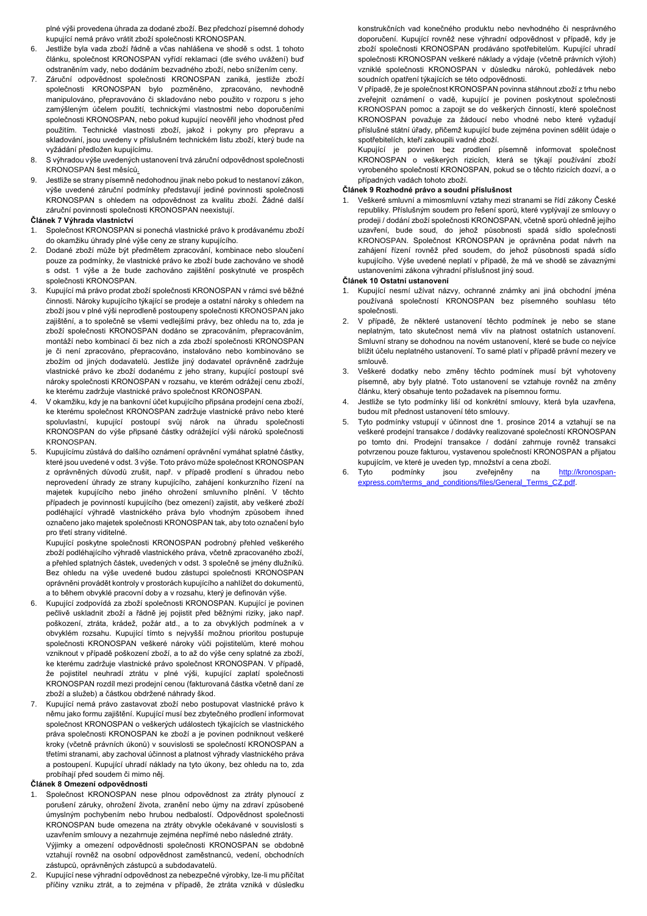plné výši provedena úhrada za dodané zboží. Bez předchozí písemné dohody kupující nemá právo vrátit zboží společnosti KRONOSPAN.

6. Jestliže byla vada zboží řádně a včas nahlášena ve shodě s odst. 1 tohoto článku, společnost KRONOSPAN vyřídí reklamaci (dle svého uvážení) buď odstraněním vady, nebo dodáním bezvadného zboží, nebo snížením ceny.
7. Záruční odpovědnost společnosti KRONOSPAN zaniká, jestliže zboží společnosti KRONOSPAN bylo pozměněno, zpracováno, nevhodně manipulováno, přepravováno či skladováno nebo použito v rozporu s jeho zamýšleným účelem použití, technickými vlastnostmi nebo doporučeními společnosti KRONOSPAN, nebo pokud kupující neověřil jeho vhodnost před použitím. Technické vlastnosti zboží, jakož i pokyny pro přepravu a skladování, jsou uvedeny v příslušném technickém listu zboží, který bude na vyžádání předložen kupujícímu.
8. S výhradou výše uvedených ustanovení trvá záruční odpovědnost společnosti KRONOSPAN šest měsíců.
9. Jestliže se strany písemně nedohodnou jinak nebo pokud to nestanoví zákon, výše uvedené záruční podmínky představují jediné povinnosti společnosti KRONOSPAN s ohledem na odpovědnost za kvalitu zboží. Žádné další záruční povinnosti společnosti KRONOSPAN neexistují.

**Článek 7 Výhrada vlastnictví**

1. Společnost KRONOSPAN si ponechá vlastnické právo k prodávanému zboží do okamžiku úhrady plné výše ceny ze strany kupujícího.
2. Dodané zboží může být předmětem zpracování, kombinace nebo sloučení pouze za podmínky, že vlastnické právo ke zboží bude zachováno ve shodě s odst. 1 výše a že bude zachováno zajištění poskytnuté ve prospěch společnosti KRONOSPAN.
3. Kupující má právo prodat zboží společnosti KRONOSPAN v rámci své běžné činnosti. Nároky kupujícího týkající se prodeje a ostatní nároky s ohledem na zboží jsou v plné výši neprodleně postoupeny společnosti KRONOSPAN jako zajištění, a to společně se všemi vedlejšími právy, bez ohledu na to, zda je zboží společnosti KRONOSPAN dodáno se zpracováním, přepracováním, montáží nebo kombinací či bez nich a zda zboží společnosti KRONOSPAN je či není zpracováno, přepracováno, instalováno nebo kombinováno se zbožím od jiných dodavatelů. Jestliže jiný dodavatel oprávněně zadržuje vlastnické právo ke zboží dodanému z jeho strany, kupující postoupí své nároky společnosti KRONOSPAN v rozsahu, ve kterém odráží cenu zboží, ke kterému zadržuje vlastnické právo společnost KRONOSPAN.
4. V okamžiku, kdy je na bankovní účet kupujícího připsána prodejní cena zboží, ke kterému společnost KRONOSPAN zadržuje vlastnické právo nebo které spoluvlastní, kupující postoupí svůj nárok na úhradu společnosti KRONOSPAN do výše připsané částky odrážející výši nároků společnosti KRONOSPAN.
5. Kupujícímu zůstává do dalšího oznámení oprávnění vymáhat splatné částky, které jsou uvedené v odst. 3 výše. Toto právo může společnost KRONOSPAN z oprávněných důvodů zrušit, např. v případě prodlení s úhradou nebo neprovedení úhrady ze strany kupujícího, zahájení konkurzního řízení na majetek kupujícího nebo jiného ohrožení smluvního plnění. V těchto případech je povinností kupujícího (bez omezení) zajistit, aby veškeré zboží podléhající výhradě vlastnického práva bylo vhodným způsobem ihned označeno jako majetek společnosti KRONOSPAN tak, aby toto označení bylo pro třetí strany viditelné.

   Kupující poskytne společnosti KRONOSPAN podrobný přehled veškerého zboží podléhajícího výhradě vlastnického práva, včetně zpracovaného zboží, a přehled splatných částek, uvedených v odst. 3 společně se jmény dlužníků. Bez ohledu na výše uvedené budou zástupci společnosti KRONOSPAN oprávněni provádět kontroly v prostorách kupujícího a nahlížet do dokumentů, a to během obvyklé pracovní doby a v rozsahu, který je definován výše.
6. Kupující zodpovídá za zboží společnosti KRONOSPAN. Kupující je povinen pečlivě uskladnit zboží a řádně jej pojistit před běžnými riziky, jako např. poškození, ztráta, krádež, požár atd., a to za obvyklých podmínek a v obvyklém rozsahu. Kupující tímto s nejvyšší možnou prioritou postupuje společnosti KRONOSPAN veškeré nároky vůči pojistitelům, které mohou vzniknout v případě poškození zboží, a to až do výše ceny splatné za zboží, ke kterému zadržuje vlastnické právo společnost KRONOSPAN. V případě, že pojistitel neuhradí ztrátu v plné výši, kupující zaplatí společnosti KRONOSPAN rozdíl mezi prodejní cenou (fakturovaná částka včetně daní ze zboží a služeb) a částkou obdržené náhrady škod.
7. Kupující nemá právo zastavovat zboží nebo postupovat vlastnické právo k němu jako formu zajištění. Kupující musí bez zbytečného prodlení informovat společnost KRONOSPAN o veškerých událostech týkajících se vlastnického práva společnosti KRONOSPAN ke zboží a je povinen podniknout veškeré kroky (včetně právních úkonů) v souvislosti se společností KRONOSPAN a třetími stranami, aby zachoval účinnost a platnost výhrady vlastnického práva a postoupení. Kupující uhradí náklady na tyto úkony, bez ohledu na to, zda probíhají před soudem či mimo něj.

**Článek 8 Omezení odpovědnosti**

1. Společnost KRONOSPAN nese plnou odpovědnost za ztráty plynoucí z porušení záruky, ohrožení života, zranění nebo újmy na zdraví způsobené úmyslným pochybením nebo hrubou nedbalostí. Odpovědnost společnosti KRONOSPAN bude omezena na ztráty obvykle očekávané v souvislosti s uzavřením smlouvy a nezahrnuje zejména nepřímé nebo následné ztráty.

   Výjimky a omezení odpovědnosti společnosti KRONOSPAN se obdobně vztahují rovněž na osobní odpovědnost zaměstnanců, vedení, obchodních zástupců, oprávněných zástupců a subdodavatelů.
2. Kupující nese výhradní odpovědnost za nebezpečné výrobky, lze-li mu přičítat příčiny vzniku ztrát, a to zejména v případě, že ztráta vzniká v důsledku konstrukčních vad konečného produktu nebo nevhodného či nesprávného doporučení. Kupující rovněž nese výhradní odpovědnost v případě, kdy je zboží společnosti KRONOSPAN prodáváno spotřebitelům. Kupující uhradí společnosti KRONOSPAN veškeré náklady a výdaje (včetně právních výloh) vzniklé společnosti KRONOSPAN v důsledku nároků, pohledávek nebo soudních opatření týkajících se této odpovědnosti.

   V případě, že je společnost KRONOSPAN povinna stáhnout zboží z trhu nebo zveřejnit oznámení o vadě, kupující je povinen poskytnout společnosti KRONOSPAN pomoc a zapojit se do veškerých činností, které společnost KRONOSPAN považuje za žádoucí nebo vhodné nebo které vyžadují příslušné státní úřady, přičemž kupující bude zejména povinen sdělit údaje o spotřebitelích, kteří zakoupili vadné zboží.

   Kupující je povinen bez prodlení písemně informovat společnost KRONOSPAN o veškerých rizicích, která se týkají používání zboží vyrobeného společností KRONOSPAN, pokud se o těchto rizicích dozví, a o případných vadách tohoto zboží.

**Článek 9 Rozhodné právo a soudní příslušnost**

1. Veškeré smluvní a mimosmluvní vztahy mezi stranami se řídí zákony České republiky. Příslušným soudem pro řešení sporů, které vyplývají ze smlouvy o prodeji / dodání zboží společnosti KRONOSPAN, včetně sporů ohledně jejího uzavření, bude soud, do jehož působnosti spadá sídlo společnosti KRONOSPAN. Společnost KRONOSPAN je oprávněna podat návrh na zahájení řízení rovněž před soudem, do jehož působnosti spadá sídlo kupujícího. Výše uvedené neplatí v případě, že má ve shodě se závaznými ustanoveními zákona výhradní příslušnost jiný soud.

**Článek 10 Ostatní ustanovení**

1. Kupující nesmí užívat názvy, ochranné známky ani jiná obchodní jména používaná společností KRONOSPAN bez písemného souhlasu této společnosti.
2. V případě, že některé ustanovení těchto podmínek je nebo se stane neplatným, tato skutečnost nemá vliv na platnost ostatních ustanovení. Smluvní strany se dohodnou na novém ustanovení, které se bude co nejvíce blížit účelu neplatného ustanovení. To samé platí v případě právní mezery ve smlouvě.
3. Veškeré dodatky nebo změny těchto podmínek musí být vyhotoveny písemně, aby byly platné. Toto ustanovení se vztahuje rovněž na změny článku, který obsahuje tento požadavek na písemnou formu.
4. Jestliže se tyto podmínky liší od konkrétní smlouvy, která byla uzavřena, budou mít přednost ustanovení této smlouvy.
5. Tyto podmínky vstupují v účinnost dne 1. prosince 2014 a vztahují se na veškeré prodejní transakce / dodávky realizované společností KRONOSPAN po tomto dni. Prodejní transakce / dodání zahrnuje rovněž transakci potvrzenou pouze fakturou, vystavenou společností KRONOSPAN a přijatou kupujícím, ve které je uveden typ, množství a cena zboží.
6. Tyto podmínky jsou zveřejněny na [http://kronospan-express.com/terms_and_conditions/files/General_Terms_CZ.pdf](http://kronospan-express.com/terms_and_conditions/files/General_Terms_CZ.pdf).